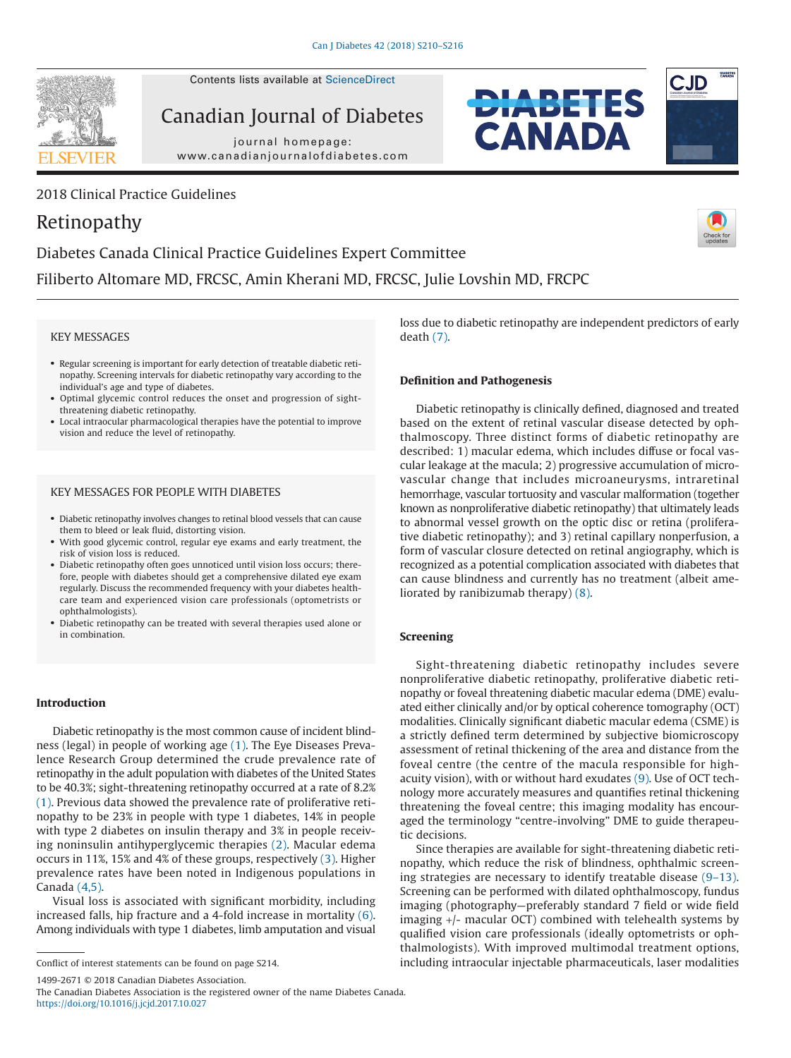2018 Clinical Practice Guidelines

# Retinopathy

Diabetes Canada Clinical Practice Guidelines Expert Committee

Filiberto Altomare MD, FRCSC, Amin Kherani MD, FRCSC, Julie Lovshin MD, FRCPC

## KEY MESSAGES

- Regular screening is important for early detection of treatable diabetic retinopathy. Screening intervals for diabetic retinopathy vary according to the individual's age and type of diabetes.
- Optimal glycemic control reduces the onset and progression of sight-threatening diabetic retinopathy.
- Local intraocular pharmacological therapies have the potential to improve vision and reduce the level of retinopathy.

## KEY MESSAGES FOR PEOPLE WITH DIABETES

- Diabetic retinopathy involves changes to retinal blood vessels that can cause them to bleed or leak fluid, distorting vision.
- With good glycemic control, regular eye exams and early treatment, the risk of vision loss is reduced.
- Diabetic retinopathy often goes unnoticed until vision loss occurs; therefore, people with diabetes should get a comprehensive dilated eye exam regularly. Discuss the recommended frequency with your diabetes healthcare team and experienced vision care professionals (optometrists or ophthalmologists).
- Diabetic retinopathy can be treated with several therapies used alone or in combination.

## Introduction

Diabetic retinopathy is the most common cause of incident blindness (legal) in people of working age (1). The Eye Diseases Prevalence Research Group determined the crude prevalence rate of retinopathy in the adult population with diabetes of the United States to be 40.3%; sight-threatening retinopathy occurred at a rate of 8.2% (1). Previous data showed the prevalence rate of proliferative retinopathy to be 23% in people with type 1 diabetes, 14% in people with type 2 diabetes on insulin therapy and 3% in people receiving noninsulin antihyperglycemic therapies (2). Macular edema occurs in 11%, 15% and 4% of these groups, respectively (3). Higher prevalence rates have been noted in Indigenous populations in Canada (4,5).

Visual loss is associated with significant morbidity, including increased falls, hip fracture and a 4-fold increase in mortality (6). Among individuals with type 1 diabetes, limb amputation and visual loss due to diabetic retinopathy are independent predictors of early death (7).

## Definition and Pathogenesis

Diabetic retinopathy is clinically defined, diagnosed and treated based on the extent of retinal vascular disease detected by ophthalmoscopy. Three distinct forms of diabetic retinopathy are described: 1) macular edema, which includes diffuse or focal vascular leakage at the macula; 2) progressive accumulation of microvascular change that includes microaneurysms, intraretinal hemorrhage, vascular tortuosity and vascular malformation (together known as nonproliferative diabetic retinopathy) that ultimately leads to abnormal vessel growth on the optic disc or retina (proliferative diabetic retinopathy); and 3) retinal capillary nonperfusion, a form of vascular closure detected on retinal angiography, which is recognized as a potential complication associated with diabetes that can cause blindness and currently has no treatment (albeit ameliorated by ranibizumab therapy) (8).

## Screening

Sight-threatening diabetic retinopathy includes severe nonproliferative diabetic retinopathy, proliferative diabetic retinopathy or foveal threatening diabetic macular edema (DME) evaluated either clinically and/or by optical coherence tomography (OCT) modalities. Clinically significant diabetic macular edema (CSME) is a strictly defined term determined by subjective biomicroscopy assessment of retinal thickening of the area and distance from the foveal centre (the centre of the macula responsible for high-acuity vision), with or without hard exudates (9). Use of OCT technology more accurately measures and quantifies retinal thickening threatening the foveal centre; this imaging modality has encouraged the terminology "centre-involving" DME to guide therapeutic decisions.

Since therapies are available for sight-threatening diabetic retinopathy, which reduce the risk of blindness, ophthalmic screening strategies are necessary to identify treatable disease (9–13). Screening can be performed with dilated ophthalmoscopy, fundus imaging (photography—preferably standard 7 field or wide field imaging +/- macular OCT) combined with telehealth systems by qualified vision care professionals (ideally optometrists or ophthalmologists). With improved multimodal treatment options, including intraocular injectable pharmaceuticals, laser modalities

Conflict of interest statements can be found on page S214.

1499-2671 © 2018 Canadian Diabetes Association.
The Canadian Diabetes Association is the registered owner of the name Diabetes Canada.
https://doi.org/10.1016/j.jcjd.2017.10.027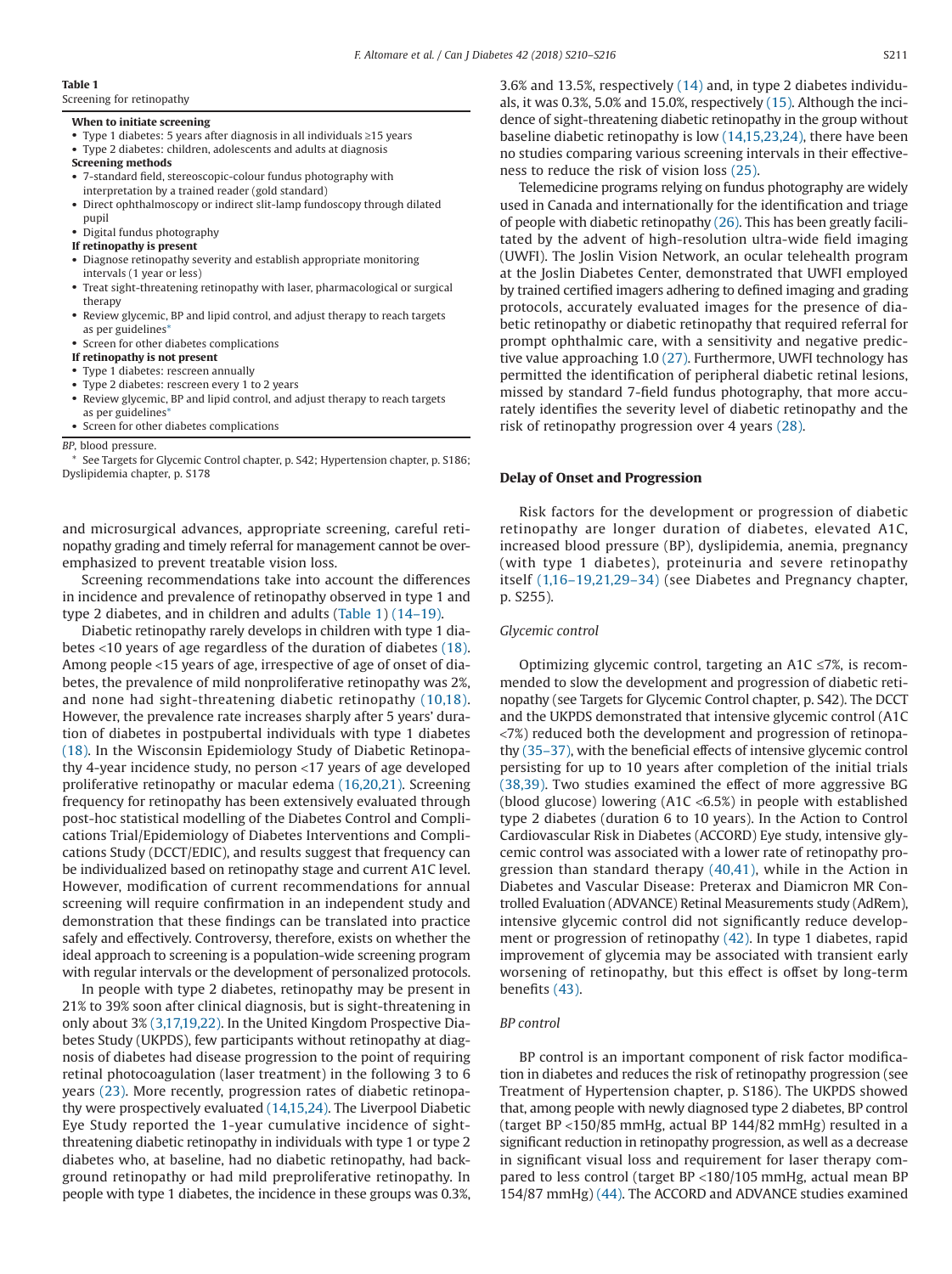**Table 1**
Screening for retinopathy

| |
|---|
| **When to initiate screening** |
| • Type 1 diabetes: 5 years after diagnosis in all individuals ≥15 years |
| • Type 2 diabetes: children, adolescents and adults at diagnosis |
| **Screening methods** |
| • 7-standard field, stereoscopic-colour fundus photography with interpretation by a trained reader (gold standard) |
| • Direct ophthalmoscopy or indirect slit-lamp fundoscopy through dilated pupil |
| • Digital fundus photography |
| **If retinopathy is present** |
| • Diagnose retinopathy severity and establish appropriate monitoring intervals (1 year or less) |
| • Treat sight-threatening retinopathy with laser, pharmacological or surgical therapy |
| • Review glycemic, BP and lipid control, and adjust therapy to reach targets as per guidelines* |
| • Screen for other diabetes complications |
| **If retinopathy is not present** |
| • Type 1 diabetes: rescreen annually |
| • Type 2 diabetes: rescreen every 1 to 2 years |
| • Review glycemic, BP and lipid control, and adjust therapy to reach targets as per guidelines* |
| • Screen for other diabetes complications |

*BP*, blood pressure.
* See Targets for Glycemic Control chapter, p. S42; Hypertension chapter, p. S186; Dyslipidemia chapter, p. S178

and microsurgical advances, appropriate screening, careful retinopathy grading and timely referral for management cannot be overemphasized to prevent treatable vision loss.

Screening recommendations take into account the differences in incidence and prevalence of retinopathy observed in type 1 and type 2 diabetes, and in children and adults (Table 1) (14–19).

Diabetic retinopathy rarely develops in children with type 1 diabetes <10 years of age regardless of the duration of diabetes (18). Among people <15 years of age, irrespective of age of onset of diabetes, the prevalence of mild nonproliferative retinopathy was 2%, and none had sight-threatening diabetic retinopathy (10,18). However, the prevalence rate increases sharply after 5 years' duration of diabetes in postpubertal individuals with type 1 diabetes (18). In the Wisconsin Epidemiology Study of Diabetic Retinopathy 4-year incidence study, no person <17 years of age developed proliferative retinopathy or macular edema (16,20,21). Screening frequency for retinopathy has been extensively evaluated through post-hoc statistical modelling of the Diabetes Control and Complications Trial/Epidemiology of Diabetes Interventions and Complications Study (DCCT/EDIC), and results suggest that frequency can be individualized based on retinopathy stage and current A1C level. However, modification of current recommendations for annual screening will require confirmation in an independent study and demonstration that these findings can be translated into practice safely and effectively. Controversy, therefore, exists on whether the ideal approach to screening is a population-wide screening program with regular intervals or the development of personalized protocols.

In people with type 2 diabetes, retinopathy may be present in 21% to 39% soon after clinical diagnosis, but is sight-threatening in only about 3% (3,17,19,22). In the United Kingdom Prospective Diabetes Study (UKPDS), few participants without retinopathy at diagnosis of diabetes had disease progression to the point of requiring retinal photocoagulation (laser treatment) in the following 3 to 6 years (23). More recently, progression rates of diabetic retinopathy were prospectively evaluated (14,15,24). The Liverpool Diabetic Eye Study reported the 1-year cumulative incidence of sight-threatening diabetic retinopathy in individuals with type 1 or type 2 diabetes who, at baseline, had no diabetic retinopathy, had background retinopathy or had mild preproliferative retinopathy. In people with type 1 diabetes, the incidence in these groups was 0.3%, 3.6% and 13.5%, respectively (14) and, in type 2 diabetes individuals, it was 0.3%, 5.0% and 15.0%, respectively (15). Although the incidence of sight-threatening diabetic retinopathy in the group without baseline diabetic retinopathy is low (14,15,23,24), there have been no studies comparing various screening intervals in their effectiveness to reduce the risk of vision loss (25).

Telemedicine programs relying on fundus photography are widely used in Canada and internationally for the identification and triage of people with diabetic retinopathy (26). This has been greatly facilitated by the advent of high-resolution ultra-wide field imaging (UWFI). The Joslin Vision Network, an ocular telehealth program at the Joslin Diabetes Center, demonstrated that UWFI employed by trained certified imagers adhering to defined imaging and grading protocols, accurately evaluated images for the presence of diabetic retinopathy or diabetic retinopathy that required referral for prompt ophthalmic care, with a sensitivity and negative predictive value approaching 1.0 (27). Furthermore, UWFI technology has permitted the identification of peripheral diabetic retinal lesions, missed by standard 7-field fundus photography, that more accurately identifies the severity level of diabetic retinopathy and the risk of retinopathy progression over 4 years (28).

## Delay of Onset and Progression

Risk factors for the development or progression of diabetic retinopathy are longer duration of diabetes, elevated A1C, increased blood pressure (BP), dyslipidemia, anemia, pregnancy (with type 1 diabetes), proteinuria and severe retinopathy itself (1,16–19,21,29–34) (see Diabetes and Pregnancy chapter, p. S255).

### *Glycemic control*

Optimizing glycemic control, targeting an A1C ≤7%, is recommended to slow the development and progression of diabetic retinopathy (see Targets for Glycemic Control chapter, p. S42). The DCCT and the UKPDS demonstrated that intensive glycemic control (A1C <7%) reduced both the development and progression of retinopathy (35–37), with the beneficial effects of intensive glycemic control persisting for up to 10 years after completion of the initial trials (38,39). Two studies examined the effect of more aggressive BG (blood glucose) lowering (A1C <6.5%) in people with established type 2 diabetes (duration 6 to 10 years). In the Action to Control Cardiovascular Risk in Diabetes (ACCORD) Eye study, intensive glycemic control was associated with a lower rate of retinopathy progression than standard therapy (40,41), while in the Action in Diabetes and Vascular Disease: Preterax and Diamicron MR Controlled Evaluation (ADVANCE) Retinal Measurements study (AdRem), intensive glycemic control did not significantly reduce development or progression of retinopathy (42). In type 1 diabetes, rapid improvement of glycemia may be associated with transient early worsening of retinopathy, but this effect is offset by long-term benefits (43).

### *BP control*

BP control is an important component of risk factor modification in diabetes and reduces the risk of retinopathy progression (see Treatment of Hypertension chapter, p. S186). The UKPDS showed that, among people with newly diagnosed type 2 diabetes, BP control (target BP <150/85 mmHg, actual BP 144/82 mmHg) resulted in a significant reduction in retinopathy progression, as well as a decrease in significant visual loss and requirement for laser therapy compared to less control (target BP <180/105 mmHg, actual mean BP 154/87 mmHg) (44). The ACCORD and ADVANCE studies examined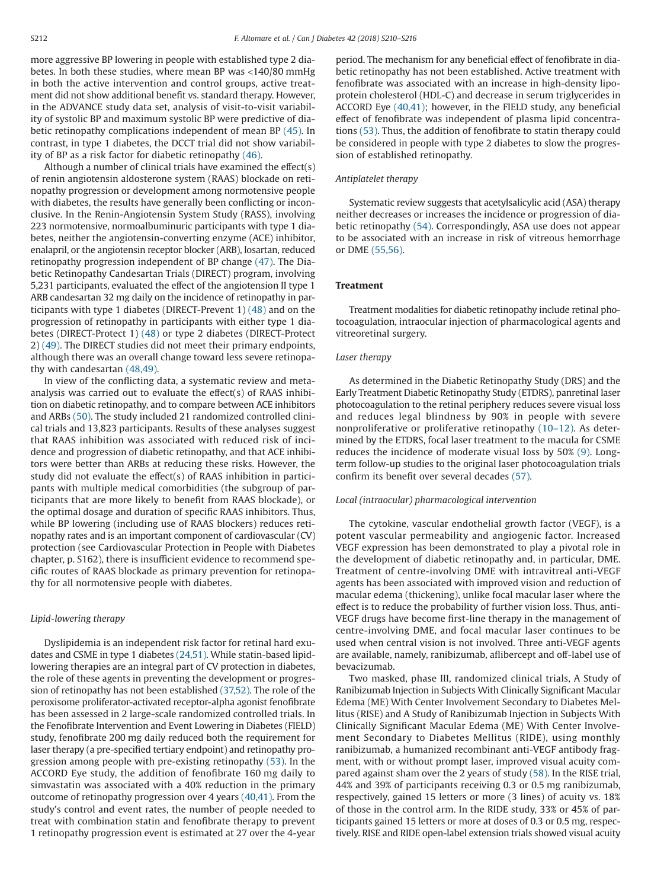more aggressive BP lowering in people with established type 2 diabetes. In both these studies, where mean BP was <140/80 mmHg in both the active intervention and control groups, active treatment did not show additional benefit vs. standard therapy. However, in the ADVANCE study data set, analysis of visit-to-visit variability of systolic BP and maximum systolic BP were predictive of diabetic retinopathy complications independent of mean BP (45). In contrast, in type 1 diabetes, the DCCT trial did not show variability of BP as a risk factor for diabetic retinopathy (46).

Although a number of clinical trials have examined the effect(s) of renin angiotensin aldosterone system (RAAS) blockade on retinopathy progression or development among normotensive people with diabetes, the results have generally been conflicting or inconclusive. In the Renin-Angiotensin System Study (RASS), involving 223 normotensive, normoalbuminuric participants with type 1 diabetes, neither the angiotensin-converting enzyme (ACE) inhibitor, enalapril, or the angiotensin receptor blocker (ARB), losartan, reduced retinopathy progression independent of BP change (47). The Diabetic Retinopathy Candesartan Trials (DIRECT) program, involving 5,231 participants, evaluated the effect of the angiotensin II type 1 ARB candesartan 32 mg daily on the incidence of retinopathy in participants with type 1 diabetes (DIRECT-Prevent 1) (48) and on the progression of retinopathy in participants with either type 1 diabetes (DIRECT-Protect 1) (48) or type 2 diabetes (DIRECT-Protect 2) (49). The DIRECT studies did not meet their primary endpoints, although there was an overall change toward less severe retinopathy with candesartan (48,49).

In view of the conflicting data, a systematic review and meta-analysis was carried out to evaluate the effect(s) of RAAS inhibition on diabetic retinopathy, and to compare between ACE inhibitors and ARBs (50). The study included 21 randomized controlled clinical trials and 13,823 participants. Results of these analyses suggest that RAAS inhibition was associated with reduced risk of incidence and progression of diabetic retinopathy, and that ACE inhibitors were better than ARBs at reducing these risks. However, the study did not evaluate the effect(s) of RAAS inhibition in participants with multiple medical comorbidities (the subgroup of participants that are more likely to benefit from RAAS blockade), or the optimal dosage and duration of specific RAAS inhibitors. Thus, while BP lowering (including use of RAAS blockers) reduces retinopathy rates and is an important component of cardiovascular (CV) protection (see Cardiovascular Protection in People with Diabetes chapter, p. S162), there is insufficient evidence to recommend specific routes of RAAS blockade as primary prevention for retinopathy for all normotensive people with diabetes.

### *Lipid-lowering therapy*

Dyslipidemia is an independent risk factor for retinal hard exudates and CSME in type 1 diabetes (24,51). While statin-based lipid-lowering therapies are an integral part of CV protection in diabetes, the role of these agents in preventing the development or progression of retinopathy has not been established (37,52). The role of the peroxisome proliferator-activated receptor-alpha agonist fenofibrate has been assessed in 2 large-scale randomized controlled trials. In the Fenofibrate Intervention and Event Lowering in Diabetes (FIELD) study, fenofibrate 200 mg daily reduced both the requirement for laser therapy (a pre-specified tertiary endpoint) and retinopathy progression among people with pre-existing retinopathy (53). In the ACCORD Eye study, the addition of fenofibrate 160 mg daily to simvastatin was associated with a 40% reduction in the primary outcome of retinopathy progression over 4 years (40,41). From the study's control and event rates, the number of people needed to treat with combination statin and fenofibrate therapy to prevent 1 retinopathy progression event is estimated at 27 over the 4-year period. The mechanism for any beneficial effect of fenofibrate in diabetic retinopathy has not been established. Active treatment with fenofibrate was associated with an increase in high-density lipoprotein cholesterol (HDL-C) and decrease in serum triglycerides in ACCORD Eye (40,41); however, in the FIELD study, any beneficial effect of fenofibrate was independent of plasma lipid concentrations (53). Thus, the addition of fenofibrate to statin therapy could be considered in people with type 2 diabetes to slow the progression of established retinopathy.

### *Antiplatelet therapy*

Systematic review suggests that acetylsalicylic acid (ASA) therapy neither decreases or increases the incidence or progression of diabetic retinopathy (54). Correspondingly, ASA use does not appear to be associated with an increase in risk of vitreous hemorrhage or DME (55,56).

## Treatment

Treatment modalities for diabetic retinopathy include retinal photocoagulation, intraocular injection of pharmacological agents and vitreoretinal surgery.

### *Laser therapy*

As determined in the Diabetic Retinopathy Study (DRS) and the Early Treatment Diabetic Retinopathy Study (ETDRS), panretinal laser photocoagulation to the retinal periphery reduces severe visual loss and reduces legal blindness by 90% in people with severe nonproliferative or proliferative retinopathy (10–12). As determined by the ETDRS, focal laser treatment to the macula for CSME reduces the incidence of moderate visual loss by 50% (9). Long-term follow-up studies to the original laser photocoagulation trials confirm its benefit over several decades (57).

### *Local (intraocular) pharmacological intervention*

The cytokine, vascular endothelial growth factor (VEGF), is a potent vascular permeability and angiogenic factor. Increased VEGF expression has been demonstrated to play a pivotal role in the development of diabetic retinopathy and, in particular, DME. Treatment of centre-involving DME with intravitreal anti-VEGF agents has been associated with improved vision and reduction of macular edema (thickening), unlike focal macular laser where the effect is to reduce the probability of further vision loss. Thus, anti-VEGF drugs have become first-line therapy in the management of centre-involving DME, and focal macular laser continues to be used when central vision is not involved. Three anti-VEGF agents are available, namely, ranibizumab, aflibercept and off-label use of bevacizumab.

Two masked, phase III, randomized clinical trials, A Study of Ranibizumab Injection in Subjects With Clinically Significant Macular Edema (ME) With Center Involvement Secondary to Diabetes Mellitus (RISE) and A Study of Ranibizumab Injection in Subjects With Clinically Significant Macular Edema (ME) With Center Involvement Secondary to Diabetes Mellitus (RIDE), using monthly ranibizumab, a humanized recombinant anti-VEGF antibody fragment, with or without prompt laser, improved visual acuity compared against sham over the 2 years of study (58). In the RISE trial, 44% and 39% of participants receiving 0.3 or 0.5 mg ranibizumab, respectively, gained 15 letters or more (3 lines) of acuity vs. 18% of those in the control arm. In the RIDE study, 33% or 45% of participants gained 15 letters or more at doses of 0.3 or 0.5 mg, respectively. RISE and RIDE open-label extension trials showed visual acuity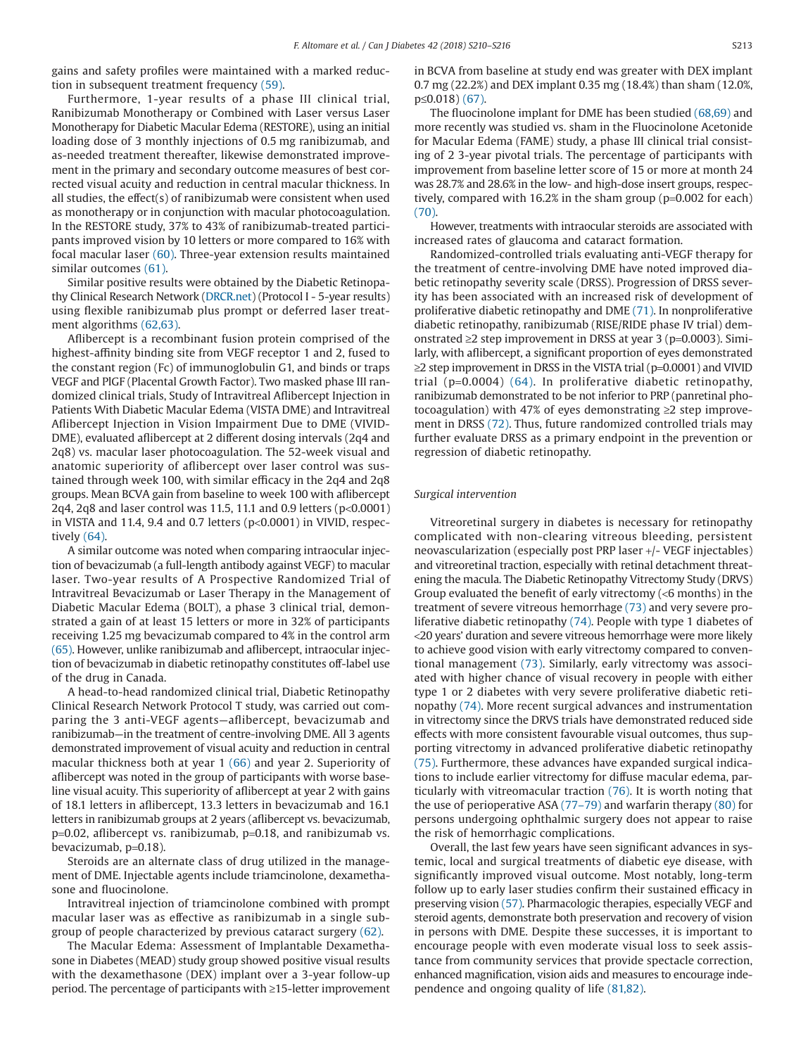gains and safety profiles were maintained with a marked reduction in subsequent treatment frequency (59).

Furthermore, 1-year results of a phase III clinical trial, Ranibizumab Monotherapy or Combined with Laser versus Laser Monotherapy for Diabetic Macular Edema (RESTORE), using an initial loading dose of 3 monthly injections of 0.5 mg ranibizumab, and as-needed treatment thereafter, likewise demonstrated improvement in the primary and secondary outcome measures of best corrected visual acuity and reduction in central macular thickness. In all studies, the effect(s) of ranibizumab were consistent when used as monotherapy or in conjunction with macular photocoagulation. In the RESTORE study, 37% to 43% of ranibizumab-treated participants improved vision by 10 letters or more compared to 16% with focal macular laser (60). Three-year extension results maintained similar outcomes (61).

Similar positive results were obtained by the Diabetic Retinopathy Clinical Research Network (DRCR.net) (Protocol I - 5-year results) using flexible ranibizumab plus prompt or deferred laser treatment algorithms (62,63).

Aflibercept is a recombinant fusion protein comprised of the highest-affinity binding site from VEGF receptor 1 and 2, fused to the constant region (Fc) of immunoglobulin G1, and binds or traps VEGF and PlGF (Placental Growth Factor). Two masked phase III randomized clinical trials, Study of Intravitreal Aflibercept Injection in Patients With Diabetic Macular Edema (VISTA DME) and Intravitreal Aflibercept Injection in Vision Impairment Due to DME (VIVID-DME), evaluated aflibercept at 2 different dosing intervals (2q4 and 2q8) vs. macular laser photocoagulation. The 52-week visual and anatomic superiority of aflibercept over laser control was sustained through week 100, with similar efficacy in the 2q4 and 2q8 groups. Mean BCVA gain from baseline to week 100 with aflibercept 2q4, 2q8 and laser control was 11.5, 11.1 and 0.9 letters ($p<0.0001$) in VISTA and 11.4, 9.4 and 0.7 letters ($p<0.0001$) in VIVID, respectively (64).

A similar outcome was noted when comparing intraocular injection of bevacizumab (a full-length antibody against VEGF) to macular laser. Two-year results of A Prospective Randomized Trial of Intravitreal Bevacizumab or Laser Therapy in the Management of Diabetic Macular Edema (BOLT), a phase 3 clinical trial, demonstrated a gain of at least 15 letters or more in 32% of participants receiving 1.25 mg bevacizumab compared to 4% in the control arm (65). However, unlike ranibizumab and aflibercept, intraocular injection of bevacizumab in diabetic retinopathy constitutes off-label use of the drug in Canada.

A head-to-head randomized clinical trial, Diabetic Retinopathy Clinical Research Network Protocol T study, was carried out comparing the 3 anti-VEGF agents—aflibercept, bevacizumab and ranibizumab—in the treatment of centre-involving DME. All 3 agents demonstrated improvement of visual acuity and reduction in central macular thickness both at year 1 (66) and year 2. Superiority of aflibercept was noted in the group of participants with worse baseline visual acuity. This superiority of aflibercept at year 2 with gains of 18.1 letters in aflibercept, 13.3 letters in bevacizumab and 16.1 letters in ranibizumab groups at 2 years (aflibercept vs. bevacizumab, $p=0.02$, aflibercept vs. ranibizumab, $p=0.18$, and ranibizumab vs. bevacizumab, $p=0.18$).

Steroids are an alternate class of drug utilized in the management of DME. Injectable agents include triamcinolone, dexamethasone and fluocinolone.

Intravitreal injection of triamcinolone combined with prompt macular laser was as effective as ranibizumab in a single subgroup of people characterized by previous cataract surgery (62).

The Macular Edema: Assessment of Implantable Dexamethasone in Diabetes (MEAD) study group showed positive visual results with the dexamethasone (DEX) implant over a 3-year follow-up period. The percentage of participants with ≥15-letter improvement in BCVA from baseline at study end was greater with DEX implant 0.7 mg (22.2%) and DEX implant 0.35 mg (18.4%) than sham (12.0%, $p\leq 0.018$) (67).

The fluocinolone implant for DME has been studied (68,69) and more recently was studied vs. sham in the Fluocinolone Acetonide for Macular Edema (FAME) study, a phase III clinical trial consisting of 2 3-year pivotal trials. The percentage of participants with improvement from baseline letter score of 15 or more at month 24 was 28.7% and 28.6% in the low- and high-dose insert groups, respectively, compared with 16.2% in the sham group ($p=0.002$ for each) (70).

However, treatments with intraocular steroids are associated with increased rates of glaucoma and cataract formation.

Randomized-controlled trials evaluating anti-VEGF therapy for the treatment of centre-involving DME have noted improved diabetic retinopathy severity scale (DRSS). Progression of DRSS severity has been associated with an increased risk of development of proliferative diabetic retinopathy and DME (71). In nonproliferative diabetic retinopathy, ranibizumab (RISE/RIDE phase IV trial) demonstrated ≥2 step improvement in DRSS at year 3 ($p=0.0003$). Similarly, with aflibercept, a significant proportion of eyes demonstrated ≥2 step improvement in DRSS in the VISTA trial ($p=0.0001$) and VIVID trial ($p=0.0004$) (64). In proliferative diabetic retinopathy, ranibizumab demonstrated to be not inferior to PRP (panretinal photocoagulation) with 47% of eyes demonstrating ≥2 step improvement in DRSS (72). Thus, future randomized controlled trials may further evaluate DRSS as a primary endpoint in the prevention or regression of diabetic retinopathy.

*Surgical intervention*

Vitreoretinal surgery in diabetes is necessary for retinopathy complicated with non-clearing vitreous bleeding, persistent neovascularization (especially post PRP laser +/- VEGF injectables) and vitreoretinal traction, especially with retinal detachment threatening the macula. The Diabetic Retinopathy Vitrectomy Study (DRVS) Group evaluated the benefit of early vitrectomy (<6 months) in the treatment of severe vitreous hemorrhage (73) and very severe proliferative diabetic retinopathy (74). People with type 1 diabetes of <20 years' duration and severe vitreous hemorrhage were more likely to achieve good vision with early vitrectomy compared to conventional management (73). Similarly, early vitrectomy was associated with higher chance of visual recovery in people with either type 1 or 2 diabetes with very severe proliferative diabetic retinopathy (74). More recent surgical advances and instrumentation in vitrectomy since the DRVS trials have demonstrated reduced side effects with more consistent favourable visual outcomes, thus supporting vitrectomy in advanced proliferative diabetic retinopathy (75). Furthermore, these advances have expanded surgical indications to include earlier vitrectomy for diffuse macular edema, particularly with vitreomacular traction (76). It is worth noting that the use of perioperative ASA (77–79) and warfarin therapy (80) for persons undergoing ophthalmic surgery does not appear to raise the risk of hemorrhagic complications.

Overall, the last few years have seen significant advances in systemic, local and surgical treatments of diabetic eye disease, with significantly improved visual outcome. Most notably, long-term follow up to early laser studies confirm their sustained efficacy in preserving vision (57). Pharmacologic therapies, especially VEGF and steroid agents, demonstrate both preservation and recovery of vision in persons with DME. Despite these successes, it is important to encourage people with even moderate visual loss to seek assistance from community services that provide spectacle correction, enhanced magnification, vision aids and measures to encourage independence and ongoing quality of life (81,82).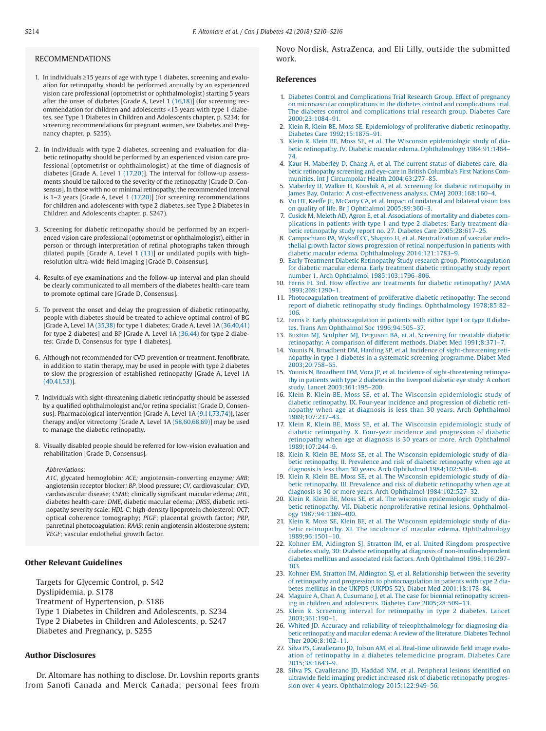## RECOMMENDATIONS

1. In individuals ≥15 years of age with type 1 diabetes, screening and evaluation for retinopathy should be performed annually by an experienced vision care professional (optometrist or ophthalmologist) starting 5 years after the onset of diabetes [Grade A, Level 1 (16,18)] (for screening recommendation for children and adolescents <15 years with type 1 diabetes, see Type 1 Diabetes in Children and Adolescents chapter, p. S234; for screening recommendations for pregnant women, see Diabetes and Pregnancy chapter, p. S255).

2. In individuals with type 2 diabetes, screening and evaluation for diabetic retinopathy should be performed by an experienced vision care professional (optometrist or ophthalmologist) at the time of diagnosis of diabetes [Grade A, Level 1 (17,20)]. The interval for follow-up assessments should be tailored to the severity of the retinopathy [Grade D, Consensus]. In those with no or minimal retinopathy, the recommended interval is 1–2 years [Grade A, Level 1 (17,20)] (for screening recommendations for children and adolescents with type 2 diabetes, see Type 2 Diabetes in Children and Adolescents chapter, p. S247).

3. Screening for diabetic retinopathy should be performed by an experienced vision care professional (optometrist or ophthalmologist), either in person or through interpretation of retinal photographs taken through dilated pupils [Grade A, Level 1 (13)] or undilated pupils with high-resolution ultra-wide field imaging [Grade D, Consensus].

4. Results of eye examinations and the follow-up interval and plan should be clearly communicated to all members of the diabetes health-care team to promote optimal care [Grade D, Consensus].

5. To prevent the onset and delay the progression of diabetic retinopathy, people with diabetes should be treated to achieve optimal control of BG [Grade A, Level 1A (35,38) for type 1 diabetes; Grade A, Level 1A (36,40,41) for type 2 diabetes] and BP [Grade A, Level 1A (36,44) for type 2 diabetes; Grade D, Consensus for type 1 diabetes].

6. Although not recommended for CVD prevention or treatment, fenofibrate, in addition to statin therapy, may be used in people with type 2 diabetes to slow the progression of established retinopathy [Grade A, Level 1A (40,41,53)].

7. Individuals with sight-threatening diabetic retinopathy should be assessed by a qualified ophthalmologist and/or retina specialist [Grade D, Consensus]. Pharmacological intervention [Grade A, Level 1A (9,11,73,74)], laser therapy and/or vitrectomy [Grade A, Level 1A (58,60,68,69)] may be used to manage the diabetic retinopathy.

8. Visually disabled people should be referred for low-vision evaluation and rehabilitation [Grade D, Consensus].

*Abbreviations:*

*A1C*, glycated hemoglobin; *ACE;* angiotensin-converting enzyme; *ARB;* angiotensin receptor blocker; *BP*, blood pressure; *CV*, cardiovascular; *CVD*, cardiovascular disease; *CSME*; clinically significant macular edema; *DHC*, diabetes health-care; *DME*, diabetic macular edema; *DRSS*, diabetic retinopathy severity scale; *HDL-C*; high-density lipoprotein cholesterol; *OCT*; optical coherence tomography; *PlGF*; placental growth factor; *PRP*, panretinal photocoagulation; *RAAS*; renin angiotensin aldosterone system; *VEGF*; vascular endothelial growth factor.

## Other Relevant Guidelines

Targets for Glycemic Control, p. S42
Dyslipidemia, p. S178
Treatment of Hypertension, p. S186
Type 1 Diabetes in Children and Adolescents, p. S234
Type 2 Diabetes in Children and Adolescents, p. S247
Diabetes and Pregnancy, p. S255

## Author Disclosures

Dr. Altomare has nothing to disclose. Dr. Lovshin reports grants from Sanofi Canada and Merck Canada; personal fees from Novo Nordisk, AstraZenca, and Eli Lilly, outside the submitted work.

## References

1. Diabetes Control and Complications Trial Research Group. Effect of pregnancy on microvascular complications in the diabetes control and complications trial. The diabetes control and complications trial research group. Diabetes Care 2000;23:1084–91.
2. Klein R, Klein BE, Moss SE. Epidemiology of proliferative diabetic retinopathy. Diabetes Care 1992;15:1875–91.
3. Klein R, Klein BE, Moss SE, et al. The Wisconsin epidemiologic study of diabetic retinopathy. IV. Diabetic macular edema. Ophthalmology 1984;91:1464–74.
4. Kaur H, Maberley D, Chang A, et al. The current status of diabetes care, diabetic retinopathy screening and eye-care in British Columbia's First Nations Communities. Int J Circumpolar Health 2004;63:277–85.
5. Maberley D, Walker H, Koushik A, et al. Screening for diabetic retinopathy in James Bay, Ontario: A cost-effectiveness analysis. CMAJ 2003;168:160–4.
6. Vu HT, Keeffe JE, McCarty CA, et al. Impact of unilateral and bilateral vision loss on quality of life. Br J Ophthalmol 2005;89:360–3.
7. Cusick M, Meleth AD, Agron E, et al. Associations of mortality and diabetes complications in patients with type 1 and type 2 diabetes: Early treatment diabetic retinopathy study report no. 27. Diabetes Care 2005;28:617–25.
8. Campochiaro PA, Wykoff CC, Shapiro H, et al. Neutralization of vascular endothelial growth factor slows progression of retinal nonperfusion in patients with diabetic macular edema. Ophthalmology 2014;121:1783–9.
9. Early Treatment Diabetic Retinopathy Study research group. Photocoagulation for diabetic macular edema. Early treatment diabetic retinopathy study report number 1. Arch Ophthalmol 1985;103:1796–806.
10. Ferris FL 3rd. How effective are treatments for diabetic retinopathy? JAMA 1993;269:1290–1.
11. Photocoagulation treatment of proliferative diabetic retinopathy: The second report of diabetic retinopathy study findings. Ophthalmology 1978;85:82–106.
12. Ferris F. Early photocoagulation in patients with either type I or type II diabetes. Trans Am Ophthalmol Soc 1996;94:505–37.
13. Buxton MJ, Sculpher MJ, Ferguson BA, et al. Screening for treatable diabetic retinopathy: A comparison of different methods. Diabet Med 1991;8:371–7.
14. Younis N, Broadbent DM, Harding SP, et al. Incidence of sight-threatening retinopathy in type 1 diabetes in a systematic screening programme. Diabet Med 2003;20:758–65.
15. Younis N, Broadbent DM, Vora JP, et al. Incidence of sight-threatening retinopathy in patients with type 2 diabetes in the liverpool diabetic eye study: A cohort study. Lancet 2003;361:195–200.
16. Klein R, Klein BE, Moss SE, et al. The Wisconsin epidemiologic study of diabetic retinopathy. IX. Four-year incidence and progression of diabetic retinopathy when age at diagnosis is less than 30 years. Arch Ophthalmol 1989;107:237–43.
17. Klein R, Klein BE, Moss SE, et al. The Wisconsin epidemiologic study of diabetic retinopathy. X. Four-year incidence and progression of diabetic retinopathy when age at diagnosis is 30 years or more. Arch Ophthalmol 1989;107:244–9.
18. Klein R, Klein BE, Moss SE, et al. The Wisconsin epidemiologic study of diabetic retinopathy. II. Prevalence and risk of diabetic retinopathy when age at diagnosis is less than 30 years. Arch Ophthalmol 1984;102:520–6.
19. Klein R, Klein BE, Moss SE, et al. The Wisconsin epidemiologic study of diabetic retinopathy. III. Prevalence and risk of diabetic retinopathy when age at diagnosis is 30 or more years. Arch Ophthalmol 1984;102:527–32.
20. Klein R, Klein BE, Moss SE, et al. The wisconsin epidemiologic study of diabetic retinopathy. VII. Diabetic nonproliferative retinal lesions. Ophthalmology 1987;94:1389–400.
21. Klein R, Moss SE, Klein BE, et al. The Wisconsin epidemiologic study of diabetic retinopathy. XI. The incidence of macular edema. Ophthalmology 1989;96:1501–10.
22. Kohner EM, Aldington SJ, Stratton IM, et al. United Kingdom prospective diabetes study, 30: Diabetic retinopathy at diagnosis of non-insulin-dependent diabetes mellitus and associated risk factors. Arch Ophthalmol 1998;116:297–303.
23. Kohner EM, Stratton IM, Aldington SJ, et al. Relationship between the severity of retinopathy and progression to photocoagulation in patients with type 2 diabetes mellitus in the UKPDS (UKPDS 52). Diabet Med 2001;18:178–84.
24. Maguire A, Chan A, Cusumano J, et al. The case for biennial retinopathy screening in children and adolescents. Diabetes Care 2005;28:509–13.
25. Klein R. Screening interval for retinopathy in type 2 diabetes. Lancet 2003;361:190–1.
26. Whited JD. Accuracy and reliability of teleophthalmology for diagnosing diabetic retinopathy and macular edema: A review of the literature. Diabetes Technol Ther 2006;8:102–11.
27. Silva PS, Cavallerano JD, Tolson AM, et al. Real-time ultrawide field image evaluation of retinopathy in a diabetes telemedicine program. Diabetes Care 2015;38:1643–9.
28. Silva PS, Cavallerano JD, Haddad NM, et al. Peripheral lesions identified on ultrawide field imaging predict increased risk of diabetic retinopathy progression over 4 years. Ophthalmology 2015;122:949–56.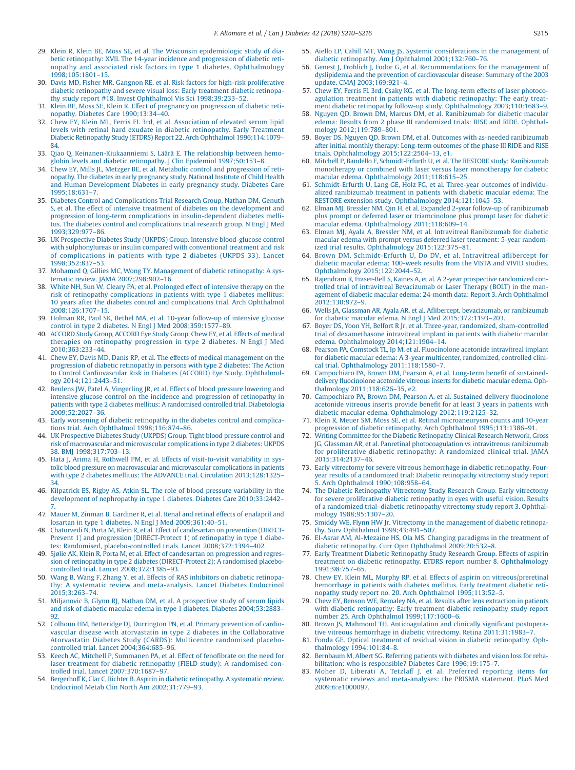29. Klein R, Klein BE, Moss SE, et al. The Wisconsin epidemiologic study of diabetic retinopathy: XVII. The 14-year incidence and progression of diabetic retinopathy and associated risk factors in type 1 diabetes. Ophthalmology 1998;105:1801–15.
30. Davis MD, Fisher MR, Gangnon RE, et al. Risk factors for high-risk proliferative diabetic retinopathy and severe visual loss: Early treatment diabetic retinopathy study report #18. Invest Ophthalmol Vis Sci 1998;39:233–52.
31. Klein BE, Moss SE, Klein R. Effect of pregnancy on progression of diabetic retinopathy. Diabetes Care 1990;13:34–40.
32. Chew EY, Klein ML, Ferris FL 3rd, et al. Association of elevated serum lipid levels with retinal hard exudate in diabetic retinopathy. Early Treatment Diabetic Retinopathy Study (ETDRS) Report 22. Arch Ophthalmol 1996;114:1079–84.
33. Qiao Q, Keinanen-Kiukaanniemi S, Läärä E. The relationship between hemoglobin levels and diabetic retinopathy. J Clin Epidemiol 1997;50:153–8.
34. Chew EY, Mills JL, Metzger BE, et al. Metabolic control and progression of retinopathy. The diabetes in early pregnancy study. National Institute of Child Health and Human Development Diabetes in early pregnancy study. Diabetes Care 1995;18:631–7.
35. Diabetes Control and Complications Trial Research Group, Nathan DM, Genuth S, et al. The effect of intensive treatment of diabetes on the development and progression of long-term complications in insulin-dependent diabetes mellitus. The diabetes control and complications trial research group. N Engl J Med 1993;329:977–86.
36. UK Prospective Diabetes Study (UKPDS) Group. Intensive blood-glucose control with sulphonylureas or insulin compared with conventional treatment and risk of complications in patients with type 2 diabetes (UKPDS 33). Lancet 1998;352:837–53.
37. Mohamed Q, Gillies MC, Wong TY. Management of diabetic retinopathy: A systematic review. JAMA 2007;298:902–16.
38. White NH, Sun W, Cleary PA, et al. Prolonged effect of intensive therapy on the risk of retinopathy complications in patients with type 1 diabetes mellitus: 10 years after the diabetes control and complications trial. Arch Ophthalmol 2008;126:1707–15.
39. Holman RR, Paul SK, Bethel MA, et al. 10-year follow-up of intensive glucose control in type 2 diabetes. N Engl J Med 2008;359:1577–89.
40. ACCORD Study Group, ACCORD Eye Study Group, Chew EY, et al. Effects of medical therapies on retinopathy progression in type 2 diabetes. N Engl J Med 2010;363:233–44.
41. Chew EY, Davis MD, Danis RP, et al. The effects of medical management on the progression of diabetic retinopathy in persons with type 2 diabetes: The Action to Control Cardiovascular Risk in Diabetes (ACCORD) Eye Study. Ophthalmology 2014;121:2443–51.
42. Beulens JW, Patel A, Vingerling JR, et al. Effects of blood pressure lowering and intensive glucose control on the incidence and progression of retinopathy in patients with type 2 diabetes mellitus: A randomised controlled trial. Diabetologia 2009;52:2027–36.
43. Early worsening of diabetic retinopathy in the diabetes control and complications trial. Arch Ophthalmol 1998;116:874–86.
44. UK Prospective Diabetes Study (UKPDS) Group. Tight blood pressure control and risk of macrovascular and microvascular complications in type 2 diabetes: UKPDS 38. BMJ 1998;317:703–13.
45. Hata J, Arima H, Rothwell PM, et al. Effects of visit-to-visit variability in systolic blood pressure on macrovascular and microvascular complications in patients with type 2 diabetes mellitus: The ADVANCE trial. Circulation 2013;128:1325–34.
46. Kilpatrick ES, Rigby AS, Atkin SL. The role of blood pressure variability in the development of nephropathy in type 1 diabetes. Diabetes Care 2010;33:2442–7.
47. Mauer M, Zinman B, Gardiner R, et al. Renal and retinal effects of enalapril and losartan in type 1 diabetes. N Engl J Med 2009;361:40–51.
48. Chaturvedi N, Porta M, Klein R, et al. Effect of candesartan on prevention (DIRECT-Prevent 1) and progression (DIRECT-Protect 1) of retinopathy in type 1 diabetes: Randomised, placebo-controlled trials. Lancet 2008;372:1394–402.
49. Sjølie AK, Klein R, Porta M, et al. Effect of candesartan on progression and regression of retinopathy in type 2 diabetes (DIRECT-Protect 2): A randomised placebo-controlled trial. Lancet 2008;372:1385–93.
50. Wang B, Wang F, Zhang Y, et al. Effects of RAS inhibitors on diabetic retinopathy: A systematic review and meta-analysis. Lancet Diabetes Endocrinol 2015;3:263–74.
51. Miljanovic B, Glynn RJ, Nathan DM, et al. A prospective study of serum lipids and risk of diabetic macular edema in type 1 diabetes. Diabetes 2004;53:2883–92.
52. Colhoun HM, Betteridge DJ, Durrington PN, et al. Primary prevention of cardiovascular disease with atorvastatin in type 2 diabetes in the Collaborative Atorvastatin Diabetes Study (CARDS): Multicentre randomised placebo-controlled trial. Lancet 2004;364:685–96.
53. Keech AC, Mitchell P, Summanen PA, et al. Effect of fenofibrate on the need for laser treatment for diabetic retinopathy (FIELD study): A randomised controlled trial. Lancet 2007;370:1687–97.
54. Bergerhoff K, Clar C, Richter B. Aspirin in diabetic retinopathy. A systematic review. Endocrinol Metab Clin North Am 2002;31:779–93.
55. Aiello LP, Cahill MT, Wong JS. Systemic considerations in the management of diabetic retinopathy. Am J Ophthalmol 2001;132:760–76.
56. Genest J, Frohlich J, Fodor G, et al. Recommendations for the management of dyslipidemia and the prevention of cardiovascular disease: Summary of the 2003 update. CMAJ 2003;169:921–4.
57. Chew EY, Ferris FL 3rd, Csaky KG, et al. The long-term effects of laser photocoagulation treatment in patients with diabetic retinopathy: The early treatment diabetic retinopathy follow-up study. Ophthalmology 2003;110:1683–9.
58. Nguyen QD, Brown DM, Marcus DM, et al. Ranibizumab for diabetic macular edema: Results from 2 phase III randomized trials: RISE and RIDE. Ophthalmology 2012;119:789–801.
59. Boyer DS, Nguyen QD, Brown DM, et al. Outcomes with as-needed ranibizumab after initial monthly therapy: Long-term outcomes of the phase III RIDE and RISE trials. Ophthalmology 2015;122:2504–13, e1.
60. Mitchell P, Bandello F, Schmidt-Erfurth U, et al. The RESTORE study: Ranibizumab monotherapy or combined with laser versus laser monotherapy for diabetic macular edema. Ophthalmology 2011;118:615–25.
61. Schmidt-Erfurth U, Lang GE, Holz FG, et al. Three-year outcomes of individualized ranibizumab treatment in patients with diabetic macular edema: The RESTORE extension study. Ophthalmology 2014;121:1045–53.
62. Elman MJ, Bressler NM, Qin H, et al. Expanded 2-year follow-up of ranibizumab plus prompt or deferred laser or triamcinolone plus prompt laser for diabetic macular edema. Ophthalmology 2011;118:609–14.
63. Elman MJ, Ayala A, Bressler NM, et al. Intravitreal Ranibizumab for diabetic macular edema with prompt versus deferred laser treatment: 5-year randomized trial results. Ophthalmology 2015;122:375–81.
64. Brown DM, Schmidt-Erfurth U, Do DV, et al. Intravitreal aflibercept for diabetic macular edema: 100-week results from the VISTA and VIVID studies. Ophthalmology 2015;122:2044–52.
65. Rajendram R, Fraser-Bell S, Kaines A, et al. A 2-year prospective randomized controlled trial of intravitreal Bevacizumab or Laser Therapy (BOLT) in the management of diabetic macular edema: 24-month data: Report 3. Arch Ophthalmol 2012;130:972–9.
66. Wells JA, Glassman AR, Ayala AR, et al. Aflibercept, bevacizumab, or ranibizumab for diabetic macular edema. N Engl J Med 2015;372:1193–203.
67. Boyer DS, Yoon YH, Belfort R Jr, et al. Three-year, randomized, sham-controlled trial of dexamethasone intravitreal implant in patients with diabetic macular edema. Ophthalmology 2014;121:1904–14.
68. Pearson PA, Comstock TL, Ip M, et al. Fluocinolone acetonide intravitreal implant for diabetic macular edema: A 3-year multicenter, randomized, controlled clinical trial. Ophthalmology 2011;118:1580–7.
69. Campochiaro PA, Brown DM, Pearson A, et al. Long-term benefit of sustained-delivery fluocinolone acetonide vitreous inserts for diabetic macular edema. Ophthalmology 2011;118:626–35, e2.
70. Campochiaro PA, Brown DM, Pearson A, et al. Sustained delivery fluocinolone acetonide vitreous inserts provide benefit for at least 3 years in patients with diabetic macular edema. Ophthalmology 2012;119:2125–32.
71. Klein R, Meuer SM, Moss SE, et al. Retinal microaneurysm counts and 10-year progression of diabetic retinopathy. Arch Ophthalmol 1995;113:1386–91.
72. Writing Committee for the Diabetic Retinopathy Clinical Research Network, Gross JG, Glassman AR, et al. Panretinal photocoagulation vs intravitreous ranibizumab for proliferative diabetic retinopathy: A randomized clinical trial. JAMA 2015;314:2137–46.
73. Early vitrectomy for severe vitreous hemorrhage in diabetic retinopathy. Four-year results of a randomized trial: Diabetic retinopathy vitrectomy study report 5. Arch Ophthalmol 1990;108:958–64.
74. The Diabetic Retinopathy Vitrectomy Study Research Group. Early vitrectomy for severe proliferative diabetic retinopathy in eyes with useful vision. Results of a randomized trial–diabetic retinopathy vitrectomy study report 3. Ophthalmology 1988;95:1307–20.
75. Smiddy WE, Flynn HW Jr. Vitrectomy in the management of diabetic retinopathy. Surv Ophthalmol 1999;43:491–507.
76. El-Asrar AM, Al-Mezaine HS, Ola MS. Changing paradigms in the treatment of diabetic retinopathy. Curr Opin Ophthalmol 2009;20:532–8.
77. Early Treatment Diabetic Retinopathy Study Research Group. Effects of aspirin treatment on diabetic retinopathy. ETDRS report number 8. Ophthalmology 1991;98:757–65.
78. Chew EY, Klein ML, Murphy RP, et al. Effects of aspirin on vitreous/preretinal hemorrhage in patients with diabetes mellitus. Early treatment diabetic retinopathy study report no. 20. Arch Ophthalmol 1995;113:52–5.
79. Chew EY, Benson WE, Remaley NA, et al. Results after lens extraction in patients with diabetic retinopathy: Early treatment diabetic retinopathy study report number 25. Arch Ophthalmol 1999;117:1600–6.
80. Brown JS, Mahmoud TH. Anticoagulation and clinically significant postoperative vitreous hemorrhage in diabetic vitrectomy. Retina 2011;31:1983–7.
81. Fonda GE. Optical treatment of residual vision in diabetic retinopathy. Ophthalmology 1994;101:84–8.
82. Bernbaum M, Albert SG. Referring patients with diabetes and vision loss for rehabilitation: who is responsible? Diabetes Care 1996;19:175–7.
83. Moher D, Liberati A, Tetzlaff J, et al. Preferred reporting items for systematic reviews and meta-analyses: the PRISMA statement. PLoS Med 2009;6:e1000097.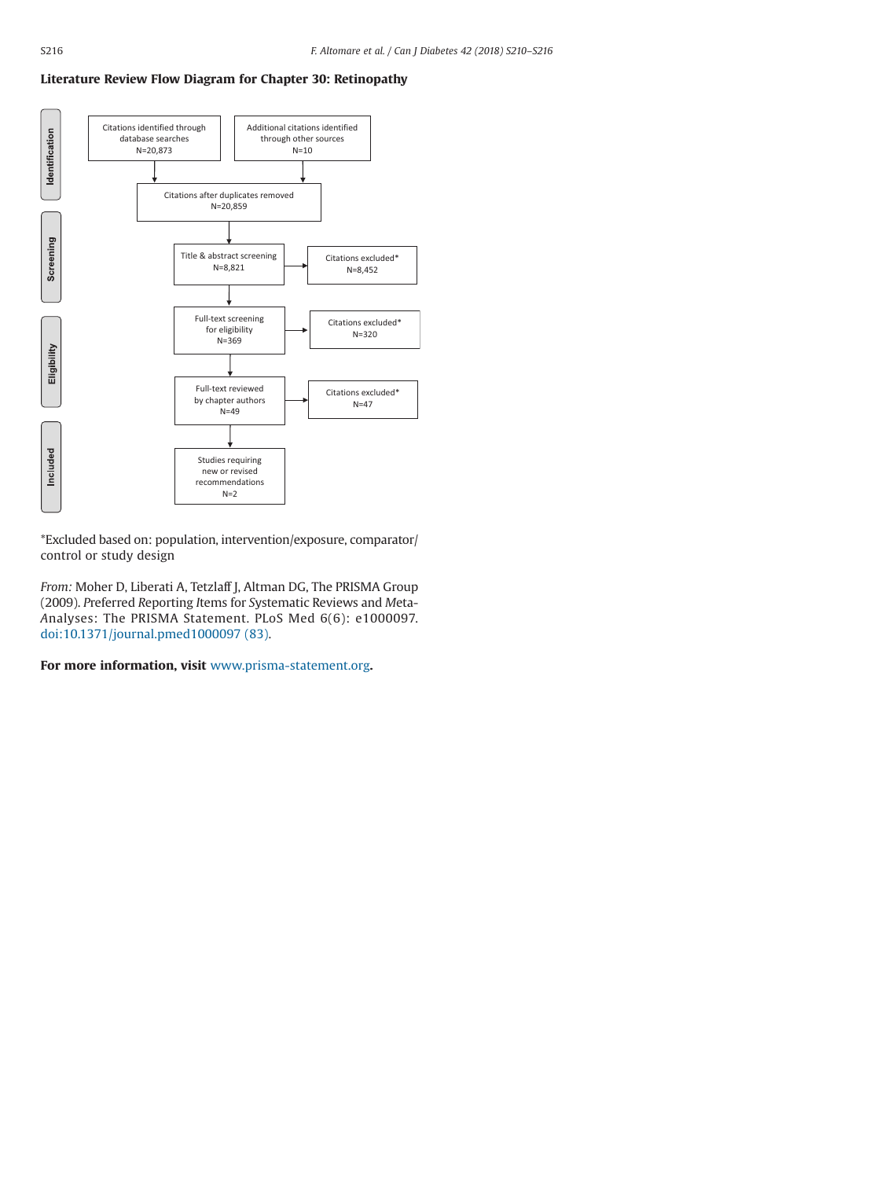**Literature Review Flow Diagram for Chapter 30: Retinopathy**

Identification

Citations identified through database searches
N=20,873

Additional citations identified through other sources
N=10

Citations after duplicates removed
N=20,859

Screening

Title & abstract screening
N=8,821

Citations excluded*
N=8,452

Eligibility

Full-text screening for eligibility
N=369

Citations excluded*
N=320

Full-text reviewed by chapter authors
N=49

Citations excluded*
N=47

Included

Studies requiring new or revised recommendations
N=2

*Excluded based on: population, intervention/exposure, comparator/control or study design

*From:* Moher D, Liberati A, Tetzlaff J, Altman DG, The PRISMA Group (2009). *P*referred *R*eporting *I*tems for *S*ystematic Reviews and *M*eta-*A*nalyses: The PRISMA Statement. PLoS Med 6(6): e1000097. doi:10.1371/journal.pmed1000097 (83).

**For more information, visit** www.prisma-statement.org**.**